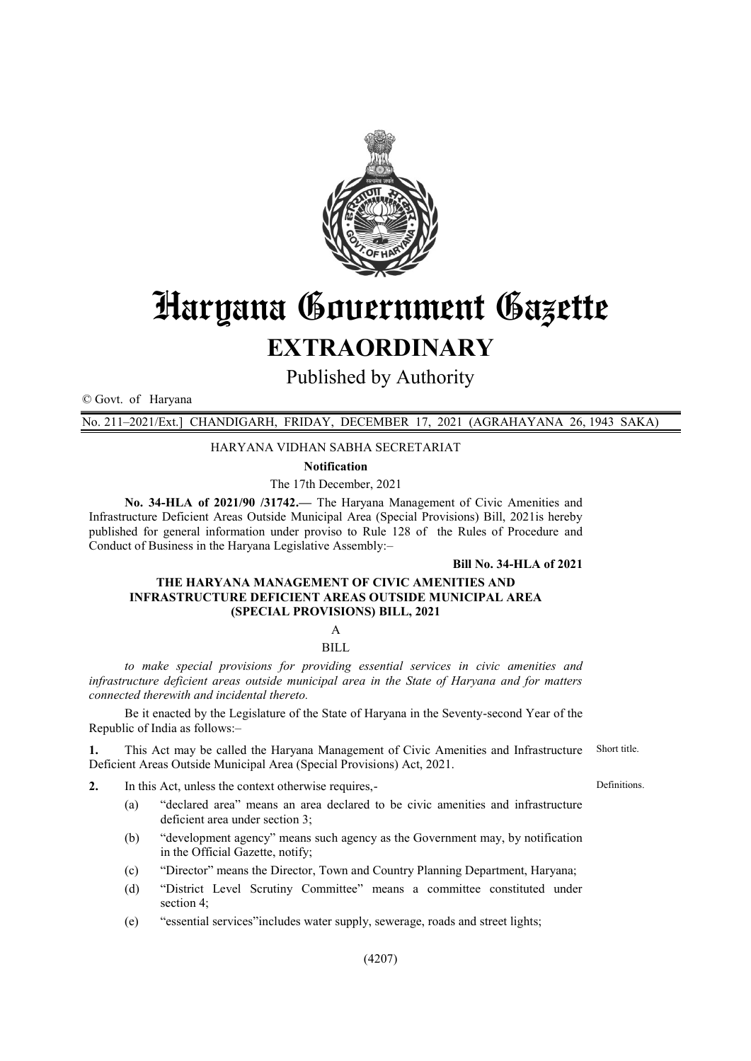# Haryana Government Gazette

## EXTRAORDINARY

Published by Authority

© Govt. of Haryana

No. 211–2021/Ext.] CHANDIGARH, FRIDAY, DECEMBER 17, 2021 (AGRAHAYANA 26, 1943 SAKA)

HARYANA VIDHAN SABHA SECRETARIAT

**Notification**

The 17th December, 2021

**No. 34-HLA of 2021/90 /31742.—** The Haryana Management of Civic Amenities and Infrastructure Deficient Areas Outside Municipal Area (Special Provisions) Bill, 2021is hereby published for general information under proviso to Rule 128 of the Rules of Procedure and Conduct of Business in the Haryana Legislative Assembly:–

**Bill No. 34-HLA of 2021**

**THE HARYANA MANAGEMENT OF CIVIC AMENITIES AND INFRASTRUCTURE DEFICIENT AREAS OUTSIDE MUNICIPAL AREA (SPECIAL PROVISIONS) BILL, 2021**

A

BILL

*to make special provisions for providing essential services in civic amenities and infrastructure deficient areas outside municipal area in the State of Haryana and for matters connected therewith and incidental thereto.*

Be it enacted by the Legislature of the State of Haryana in the Seventy-second Year of the Republic of India as follows:–

**1.** This Act may be called the Haryana Management of Civic Amenities and Infrastructure Deficient Areas Outside Municipal Area (Special Provisions) Act, 2021. *Short title.*

**2.** In this Act, unless the context otherwise requires,- *Definitions.*

(a) "declared area" means an area declared to be civic amenities and infrastructure deficient area under section 3;

(b) "development agency" means such agency as the Government may, by notification in the Official Gazette, notify;

(c) "Director" means the Director, Town and Country Planning Department, Haryana;

(d) "District Level Scrutiny Committee" means a committee constituted under section 4;

(e) "essential services"includes water supply, sewerage, roads and street lights;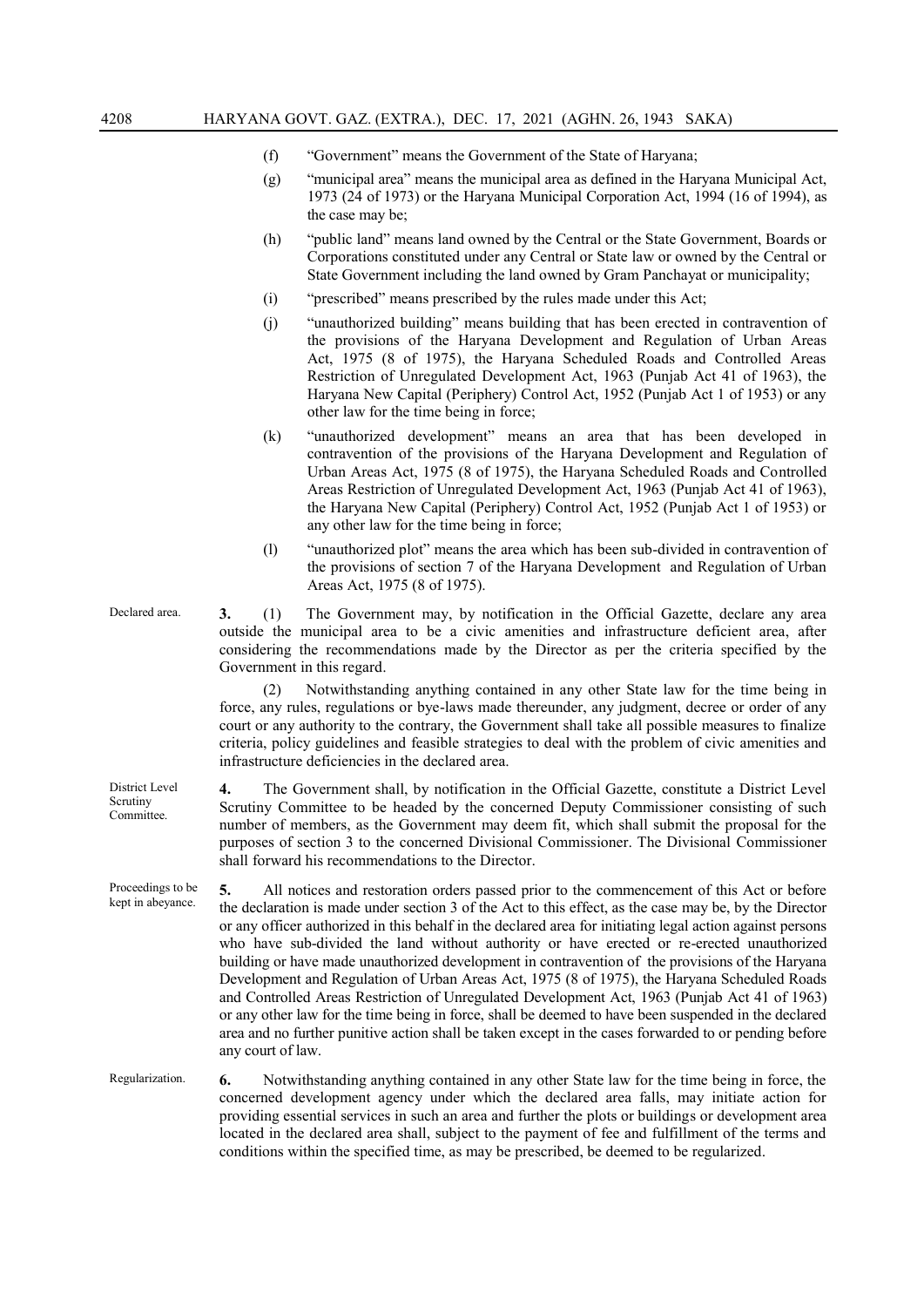(f) "Government" means the Government of the State of Haryana;

(g) "municipal area" means the municipal area as defined in the Haryana Municipal Act, 1973 (24 of 1973) or the Haryana Municipal Corporation Act, 1994 (16 of 1994), as the case may be;

(h) "public land" means land owned by the Central or the State Government, Boards or Corporations constituted under any Central or State law or owned by the Central or State Government including the land owned by Gram Panchayat or municipality;

(i) "prescribed" means prescribed by the rules made under this Act;

(j) "unauthorized building" means building that has been erected in contravention of the provisions of the Haryana Development and Regulation of Urban Areas Act, 1975 (8 of 1975), the Haryana Scheduled Roads and Controlled Areas Restriction of Unregulated Development Act, 1963 (Punjab Act 41 of 1963), the Haryana New Capital (Periphery) Control Act, 1952 (Punjab Act 1 of 1953) or any other law for the time being in force;

(k) "unauthorized development" means an area that has been developed in contravention of the provisions of the Haryana Development and Regulation of Urban Areas Act, 1975 (8 of 1975), the Haryana Scheduled Roads and Controlled Areas Restriction of Unregulated Development Act, 1963 (Punjab Act 41 of 1963), the Haryana New Capital (Periphery) Control Act, 1952 (Punjab Act 1 of 1953) or any other law for the time being in force;

(l) "unauthorized plot" means the area which has been sub-divided in contravention of the provisions of section 7 of the Haryana Development and Regulation of Urban Areas Act, 1975 (8 of 1975).

Declared area.

**3.** (1) The Government may, by notification in the Official Gazette, declare any area outside the municipal area to be a civic amenities and infrastructure deficient area, after considering the recommendations made by the Director as per the criteria specified by the Government in this regard.

(2) Notwithstanding anything contained in any other State law for the time being in force, any rules, regulations or bye-laws made thereunder, any judgment, decree or order of any court or any authority to the contrary, the Government shall take all possible measures to finalize criteria, policy guidelines and feasible strategies to deal with the problem of civic amenities and infrastructure deficiencies in the declared area.

District Level Scrutiny Committee.

**4.** The Government shall, by notification in the Official Gazette, constitute a District Level Scrutiny Committee to be headed by the concerned Deputy Commissioner consisting of such number of members, as the Government may deem fit, which shall submit the proposal for the purposes of section 3 to the concerned Divisional Commissioner. The Divisional Commissioner shall forward his recommendations to the Director.

Proceedings to be kept in abeyance.

**5.** All notices and restoration orders passed prior to the commencement of this Act or before the declaration is made under section 3 of the Act to this effect, as the case may be, by the Director or any officer authorized in this behalf in the declared area for initiating legal action against persons who have sub-divided the land without authority or have erected or re-erected unauthorized building or have made unauthorized development in contravention of the provisions of the Haryana Development and Regulation of Urban Areas Act, 1975 (8 of 1975), the Haryana Scheduled Roads and Controlled Areas Restriction of Unregulated Development Act, 1963 (Punjab Act 41 of 1963) or any other law for the time being in force, shall be deemed to have been suspended in the declared area and no further punitive action shall be taken except in the cases forwarded to or pending before any court of law.

Regularization.

**6.** Notwithstanding anything contained in any other State law for the time being in force, the concerned development agency under which the declared area falls, may initiate action for providing essential services in such an area and further the plots or buildings or development area located in the declared area shall, subject to the payment of fee and fulfillment of the terms and conditions within the specified time, as may be prescribed, be deemed to be regularized.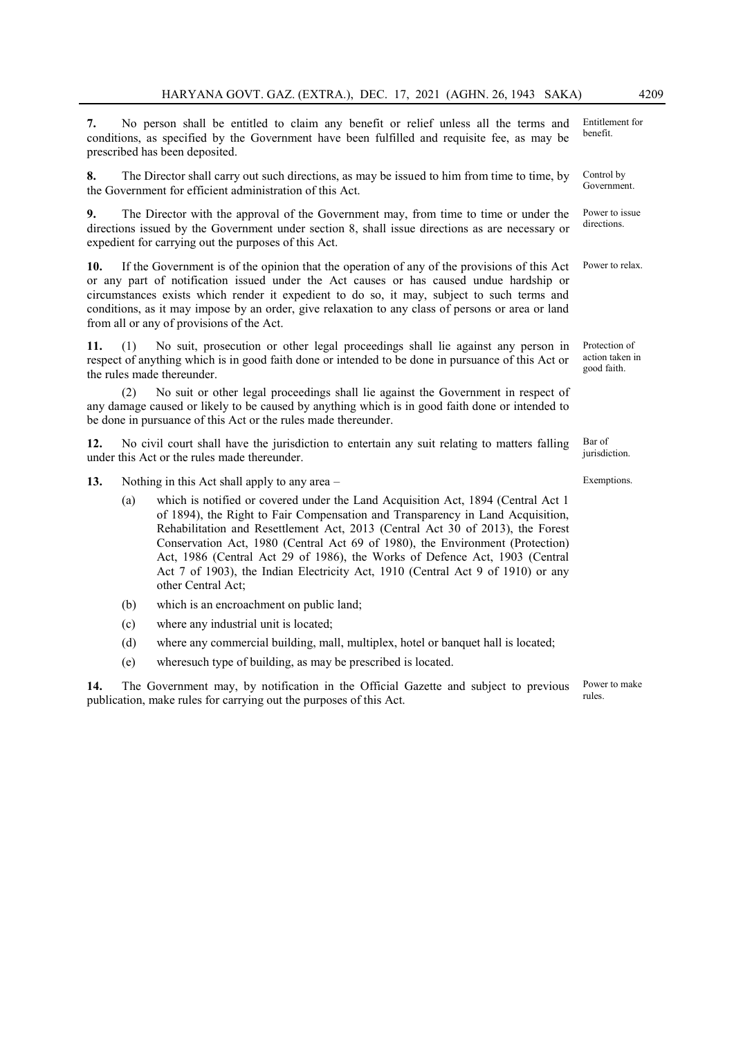**7.** No person shall be entitled to claim any benefit or relief unless all the terms and conditions, as specified by the Government have been fulfilled and requisite fee, as may be prescribed has been deposited. *Entitlement for benefit.*

**8.** The Director shall carry out such directions, as may be issued to him from time to time, by the Government for efficient administration of this Act. *Control by Government.*

**9.** The Director with the approval of the Government may, from time to time or under the directions issued by the Government under section 8, shall issue directions as are necessary or expedient for carrying out the purposes of this Act. *Power to issue directions.*

**10.** If the Government is of the opinion that the operation of any of the provisions of this Act or any part of notification issued under the Act causes or has caused undue hardship or circumstances exists which render it expedient to do so, it may, subject to such terms and conditions, as it may impose by an order, give relaxation to any class of persons or area or land from all or any of provisions of the Act. *Power to relax.*

**11.** (1) No suit, prosecution or other legal proceedings shall lie against any person in respect of anything which is in good faith done or intended to be done in pursuance of this Act or the rules made thereunder. *Protection of action taken in good faith.*

(2) No suit or other legal proceedings shall lie against the Government in respect of any damage caused or likely to be caused by anything which is in good faith done or intended to be done in pursuance of this Act or the rules made thereunder.

**12.** No civil court shall have the jurisdiction to entertain any suit relating to matters falling under this Act or the rules made thereunder. *Bar of jurisdiction.*

**13.** Nothing in this Act shall apply to any area – *Exemptions.*

(a) which is notified or covered under the Land Acquisition Act, 1894 (Central Act 1 of 1894), the Right to Fair Compensation and Transparency in Land Acquisition, Rehabilitation and Resettlement Act, 2013 (Central Act 30 of 2013), the Forest Conservation Act, 1980 (Central Act 69 of 1980), the Environment (Protection) Act, 1986 (Central Act 29 of 1986), the Works of Defence Act, 1903 (Central Act 7 of 1903), the Indian Electricity Act, 1910 (Central Act 9 of 1910) or any other Central Act;

(b) which is an encroachment on public land;

(c) where any industrial unit is located;

(d) where any commercial building, mall, multiplex, hotel or banquet hall is located;

(e) wheresuch type of building, as may be prescribed is located.

**14.** The Government may, by notification in the Official Gazette and subject to previous publication, make rules for carrying out the purposes of this Act. *Power to make rules.*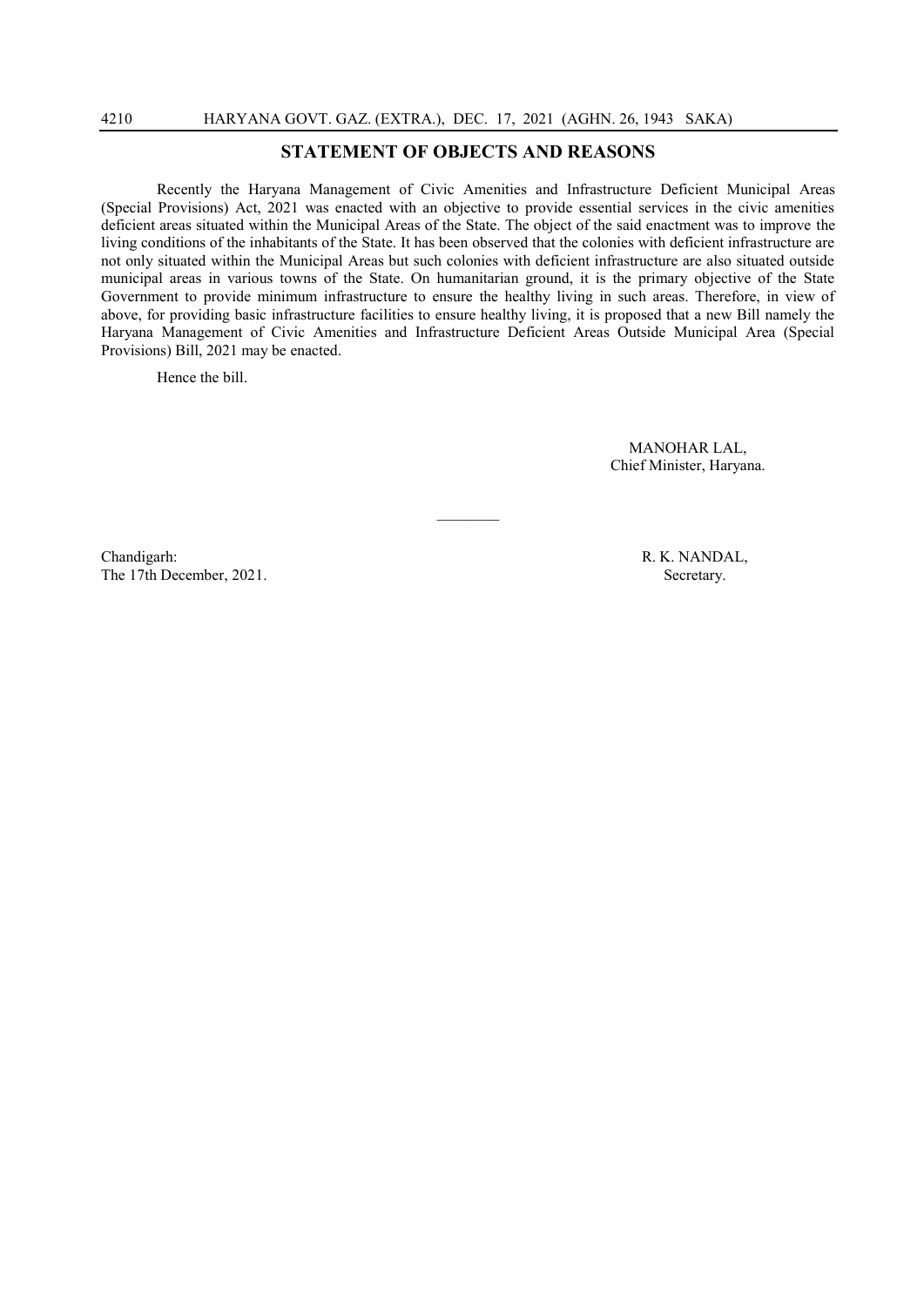## STATEMENT OF OBJECTS AND REASONS

Recently the Haryana Management of Civic Amenities and Infrastructure Deficient Municipal Areas (Special Provisions) Act, 2021 was enacted with an objective to provide essential services in the civic amenities deficient areas situated within the Municipal Areas of the State. The object of the said enactment was to improve the living conditions of the inhabitants of the State. It has been observed that the colonies with deficient infrastructure are not only situated within the Municipal Areas but such colonies with deficient infrastructure are also situated outside municipal areas in various towns of the State. On humanitarian ground, it is the primary objective of the State Government to provide minimum infrastructure to ensure the healthy living in such areas. Therefore, in view of above, for providing basic infrastructure facilities to ensure healthy living, it is proposed that a new Bill namely the Haryana Management of Civic Amenities and Infrastructure Deficient Areas Outside Municipal Area (Special Provisions) Bill, 2021 may be enacted.

Hence the bill.

MANOHAR LAL,
Chief Minister, Haryana.

---

Chandigarh:
The 17th December, 2021.

R. K. NANDAL,
Secretary.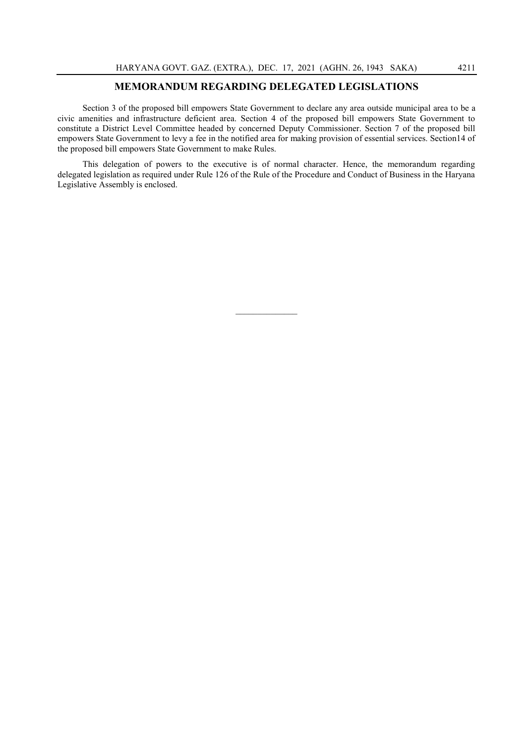## MEMORANDUM REGARDING DELEGATED LEGISLATIONS

Section 3 of the proposed bill empowers State Government to declare any area outside municipal area to be a civic amenities and infrastructure deficient area. Section 4 of the proposed bill empowers State Government to constitute a District Level Committee headed by concerned Deputy Commissioner. Section 7 of the proposed bill empowers State Government to levy a fee in the notified area for making provision of essential services. Section14 of the proposed bill empowers State Government to make Rules.

This delegation of powers to the executive is of normal character. Hence, the memorandum regarding delegated legislation as required under Rule 126 of the Rule of the Procedure and Conduct of Business in the Haryana Legislative Assembly is enclosed.

---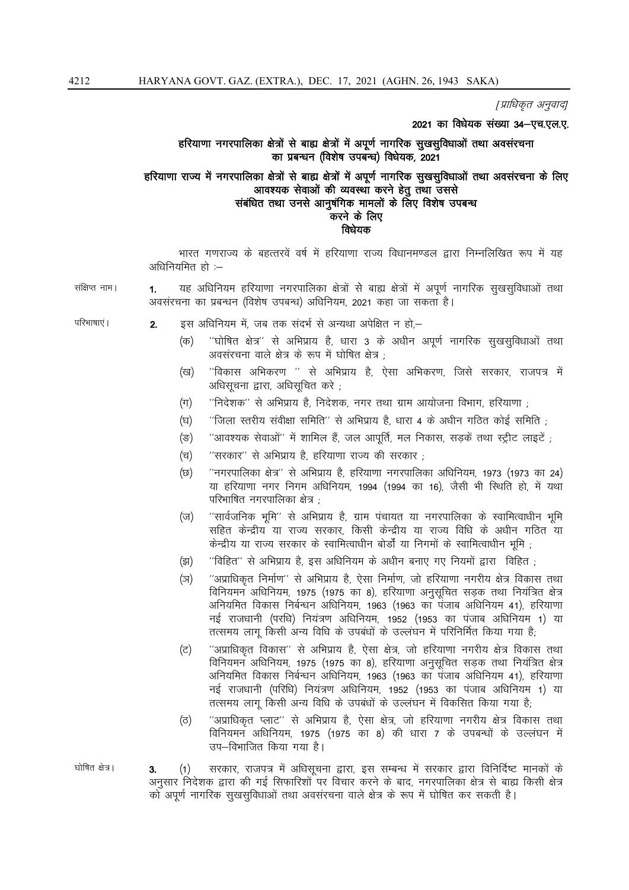*[प्राधिकृत अनुवाद]*

**2021 का विधेयक संख्या 34–एच.एल.ए.**

## हरियाणा नगरपालिका क्षेत्रों से बाह्य क्षेत्रों में अपूर्ण नागरिक सुखसुविधाओं तथा अवसंरचना का प्रबन्धन (विशेष उपबन्ध) विधेयक, 2021

### हरियाणा राज्य में नगरपालिका क्षेत्रों से बाह्य क्षेत्रों में अपूर्ण नागरिक सुखसुविधाओं तथा अवसंरचना के लिए आवश्यक सेवाओं की व्यवस्था करने हेतु तथा उससे संबंधित तथा उनसे आनुषंगिक मामलों के लिए विशेष उपबन्ध करने के लिए विधेयक

भारत गणराज्य के बहत्तरवें वर्ष में हरियाणा राज्य विधानमण्डल द्वारा निम्नलिखित रूप में यह अधिनियमित हो :–

संक्षिप्त नाम।

**1.** यह अधिनियम हरियाणा नगरपालिका क्षेत्रों से बाह्य क्षेत्रों में अपूर्ण नागरिक सुखसुविधाओं तथा अवसंरचना का प्रबन्धन (विशेष उपबन्ध) अधिनियम, 2021 कहा जा सकता है।

परिभाषाएं।

**2.** इस अधिनियम में, जब तक संदर्भ से अन्यथा अपेक्षित न हो,–

(क) ''घोषित क्षेत्र'' से अभिप्राय है, धारा 3 के अधीन अपूर्ण नागरिक सुखसुविधाओं तथा अवसंरचना वाले क्षेत्र के रूप में घोषित क्षेत्र ;

(ख) ''विकास अभिकरण '' से अभिप्राय है, ऐसा अभिकरण, जिसे सरकार, राजपत्र में अधिसूचना द्वारा, अधिसूचित करे ;

(ग) ''निदेशक'' से अभिप्राय है, निदेशक, नगर तथा ग्राम आयोजना विभाग, हरियाणा ;

(घ) ''जिला स्तरीय संवीक्षा समिति'' से अभिप्राय है, धारा 4 के अधीन गठित कोई समिति ;

(ङ) ''आवश्यक सेवाओं'' में शामिल हैं, जल आपूर्ति, मल निकास, सड़कें तथा स्ट्रीट लाइटें ;

(च) ''सरकार'' से अभिप्राय है, हरियाणा राज्य की सरकार ;

(छ) ''नगरपालिका क्षेत्र'' से अभिप्राय है, हरियाणा नगरपालिका अधिनियम, 1973 (1973 का 24) या हरियाणा नगर निगम अधिनियम, 1994 (1994 का 16), जैसी भी स्थिति हो, में यथा परिभाषित नगरपालिका क्षेत्र ;

(ज) ''सार्वजनिक भूमि'' से अभिप्राय है, ग्राम पंचायत या नगरपालिका के स्वामित्वाधीन भूमि सहित केन्द्रीय या राज्य सरकार, किसी केन्द्रीय या राज्य विधि के अधीन गठित या केन्द्रीय या राज्य सरकार के स्वामित्वाधीन बोर्डों या निगमों के स्वामित्वाधीन भूमि ;

(झ) ''विहित'' से अभिप्राय है, इस अधिनियम के अधीन बनाए गए नियमों द्वारा विहित ;

(ञ) ''अप्राधिकृत निर्माण'' से अभिप्राय है, ऐसा निर्माण, जो हरियाणा नगरीय क्षेत्र विकास तथा विनियमन अधिनियम, 1975 (1975 का 8), हरियाणा अनुसूचित सड़क तथा नियंत्रित क्षेत्र अनियमित विकास निर्बन्धन अधिनियम, 1963 (1963 का पंजाब अधिनियम 41), हरियाणा नई राजधानी (परधि) नियंत्रण अधिनियम, 1952 (1953 का पंजाब अधिनियम 1) या तत्समय लागू किसी अन्य विधि के उपबंधों के उल्लंघन में परिनिर्मित किया गया है;

(ट) ''अप्राधिकृत विकास'' से अभिप्राय है, ऐसा क्षेत्र, जो हरियाणा नगरीय क्षेत्र विकास तथा विनियमन अधिनियम, 1975 (1975 का 8), हरियाणा अनुसूचित सड़क तथा नियंत्रित क्षेत्र अनियमित विकास निर्बन्धन अधिनियम, 1963 (1963 का पंजाब अधिनियम 41), हरियाणा नई राजधानी (परिधि) नियंत्रण अधिनियम, 1952 (1953 का पंजाब अधिनियम 1) या तत्समय लागू किसी अन्य विधि के उपबंधों के उल्लंघन में विकसित किया गया है;

(ठ) ''अप्राधिकृत प्लाट'' से अभिप्राय है, ऐसा क्षेत्र, जो हरियाणा नगरीय क्षेत्र विकास तथा विनियमन अधिनियम, 1975 (1975 का 8) की धारा 7 के उपबन्धों के उल्लंघन में उप–विभाजित किया गया है।

घोषित क्षेत्र।

**3.** (1) सरकार, राजपत्र में अधिसूचना द्वारा, इस सम्बन्ध में सरकार द्वारा विनिर्दिष्ट मानकों के अनुसार निदेशक द्वारा की गई सिफारिशों पर विचार करने के बाद, नगरपालिका क्षेत्र से बाह्य किसी क्षेत्र को अपूर्ण नागरिक सुखसुविधाओं तथा अवसंरचना वाले क्षेत्र के रूप में घोषित कर सकती है।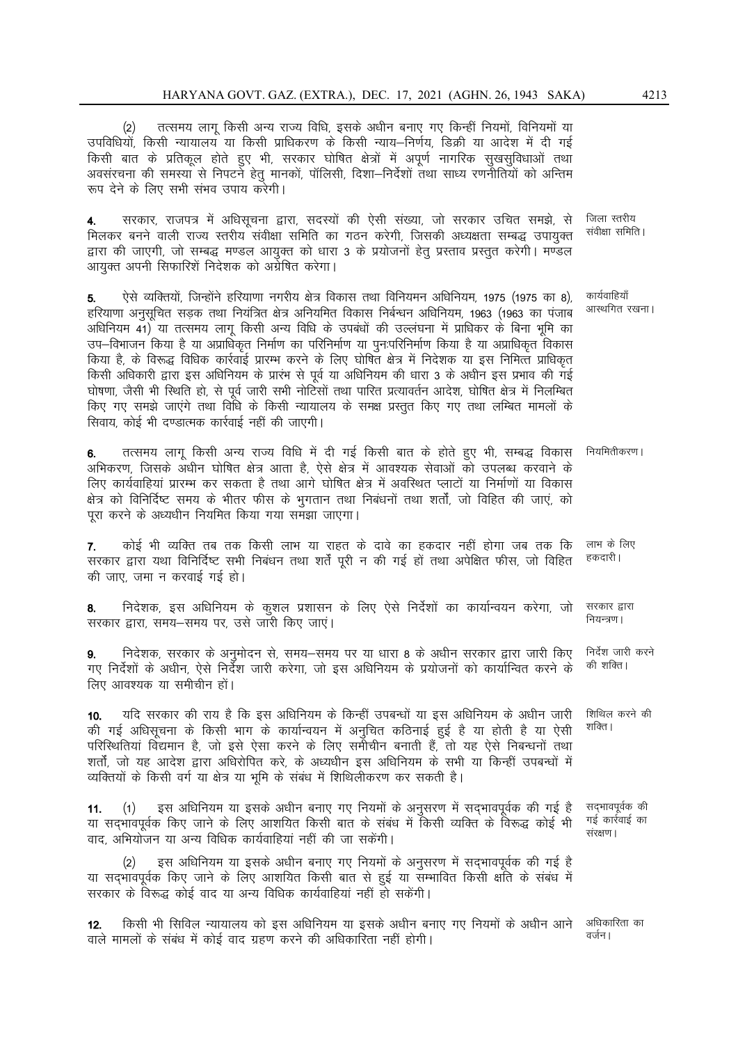(2) तत्समय लागू किसी अन्य राज्य विधि, इसके अधीन बनाए गए किन्हीं नियमों, विनियमों या उपविधियों, किसी न्यायालय या किसी प्राधिकरण के किसी न्याय–निर्णय, डिक्री या आदेश में दी गई किसी बात के प्रतिकूल होते हुए भी, सरकार घोषित क्षेत्रों में अपूर्ण नागरिक सुखसुविधाओं तथा अवसंरचना की समस्या से निपटने हेतु मानकों, पॉलिसी, दिशा–निर्देशों तथा साध्य रणनीतियों को अन्तिम रूप देने के लिए सभी संभव उपाय करेगी।

**4.** सरकार, राजपत्र में अधिसूचना द्वारा, सदस्यों की ऐसी संख्या, जो सरकार उचित समझे, से मिलकर बनने वाली राज्य स्तरीय संवीक्षा समिति का गठन करेगी, जिसकी अध्यक्षता सम्बद्ध उपायुक्त द्वारा की जाएगी, जो सम्बद्ध मण्डल आयुक्त को धारा 3 के प्रयोजनों हेतु प्रस्ताव प्रस्तुत करेगी। मण्डल आयुक्त अपनी सिफारिशें निदेशक को अग्रेषित करेगा। *(जिला स्तरीय संवीक्षा समिति।)*

**5.** ऐसे व्यक्तियों, जिन्होंने हरियाणा नगरीय क्षेत्र विकास तथा विनियमन अधिनियम, 1975 (1975 का 8), हरियाणा अनुसूचित सड़क तथा नियंत्रित क्षेत्र अनियमित विकास निर्बन्धन अधिनियम, 1963 (1963 का पंजाब अधिनियम 41) या तत्समय लागू किसी अन्य विधि के उपबंधों की उल्लंघना में प्राधिकर के बिना भूमि का उप–विभाजन किया है या अप्राधिकृत निर्माण का परिनिर्माण या पुनःपरिनिर्माण किया है या अप्राधिकृत विकास किया है, के विरुद्ध विधिक कार्रवाई प्रारम्भ करने के लिए घोषित क्षेत्र में निदेशक या इस निमित्त प्राधिकृत किसी अधिकारी द्वारा इस अधिनियम के प्रारंभ से पूर्व या अधिनियम की धारा 3 के अधीन इस प्रभाव की गई घोषणा, जैसी भी स्थिति हो, से पूर्व जारी सभी नोटिसों तथा पारित प्रत्यावर्तन आदेश, घोषित क्षेत्र में निलम्बित किए गए समझे जाएंगे तथा विधि के किसी न्यायालय के समक्ष प्रस्तुत किए गए तथा लम्बित मामलों के सिवाय, कोई भी दण्डात्मक कार्रवाई नहीं की जाएगी। *(कार्यवाहियाँ आस्थगित रखना।)*

**6.** तत्समय लागू किसी अन्य राज्य विधि में दी गई किसी बात के होते हुए भी, सम्बद्ध विकास अभिकरण, जिसके अधीन घोषित क्षेत्र आता है, ऐसे क्षेत्र में आवश्यक सेवाओं को उपलब्ध करवाने के लिए कार्यवाहियां प्रारम्भ कर सकता है तथा आगे घोषित क्षेत्र में अवस्थित प्लाटों या निर्माणों या विकास क्षेत्र को विनिर्दिष्ट समय के भीतर फीस के भुगतान तथा निबंधनों तथा शर्तों, जो विहित की जाएं, को पूरा करने के अध्यधीन नियमित किया गया समझा जाएगा। *(नियमितीकरण।)*

**7.** कोई भी व्यक्ति तब तक किसी लाभ या राहत के दावे का हकदार नहीं होगा जब तक कि सरकार द्वारा यथा विनिर्दिष्ट सभी निबंधन तथा शर्तें पूरी न की गई हों तथा अपेक्षित फीस, जो विहित की जाए, जमा न करवाई गई हो। *(लाभ के लिए हकदारी।)*

**8.** निदेशक, इस अधिनियम के कुशल प्रशासन के लिए ऐसे निर्देशों का कार्यान्वयन करेगा, जो सरकार द्वारा, समय–समय पर, उसे जारी किए जाएं। *(सरकार द्वारा नियन्त्रण।)*

**9.** निदेशक, सरकार के अनुमोदन से, समय–समय पर या धारा 8 के अधीन सरकार द्वारा जारी किए गए निर्देशों के अधीन, ऐसे निर्देश जारी करेगा, जो इस अधिनियम के प्रयोजनों को कार्यान्वित करने के लिए आवश्यक या समीचीन हों। *(निर्देश जारी करने की शक्ति।)*

**10.** यदि सरकार की राय है कि इस अधिनियम के किन्हीं उपबन्धों या इस अधिनियम के अधीन जारी की गई अधिसूचना के किसी भाग के कार्यान्वयन में अनुचित कठिनाई हुई है या होती है या ऐसी परिस्थितियां विद्यमान हैं, जो इसे ऐसा करने के लिए समीचीन बनाती हैं, तो यह ऐसे निबन्धनों तथा शर्तों, जो यह आदेश द्वारा अधिरोपित करे, के अध्यधीन इस अधिनियम के सभी या किन्हीं उपबन्धों में व्यक्तियों के किसी वर्ग या क्षेत्र या भूमि के संबंध में शिथिलीकरण कर सकती है। *(शिथिल करने की शक्ति।)*

**11.** (1) इस अधिनियम या इसके अधीन बनाए गए नियमों के अनुसरण में सद्भावपूर्वक की गई है या सद्भावपूर्वक किए जाने के लिए आशयित किसी बात के संबंध में किसी व्यक्ति के विरुद्ध कोई भी वाद, अभियोजन या अन्य विधिक कार्यवाहियां नहीं की जा सकेंगी। *(सद्भावपूर्वक की गई कार्रवाई का संरक्षण।)*

(2) इस अधिनियम या इसके अधीन बनाए गए नियमों के अनुसरण में सद्भावपूर्वक की गई है या सद्भावपूर्वक किए जाने के लिए आशयित किसी बात से हुई या सम्भावित किसी क्षति के संबंध में सरकार के विरुद्ध कोई वाद या अन्य विधिक कार्यवाहियां नहीं हो सकेंगी।

**12.** किसी भी सिविल न्यायालय को इस अधिनियम या इसके अधीन बनाए गए नियमों के अधीन आने वाले मामलों के संबंध में कोई वाद ग्रहण करने की अधिकारिता नहीं होगी। *(अधिकारिता का वर्जन।)*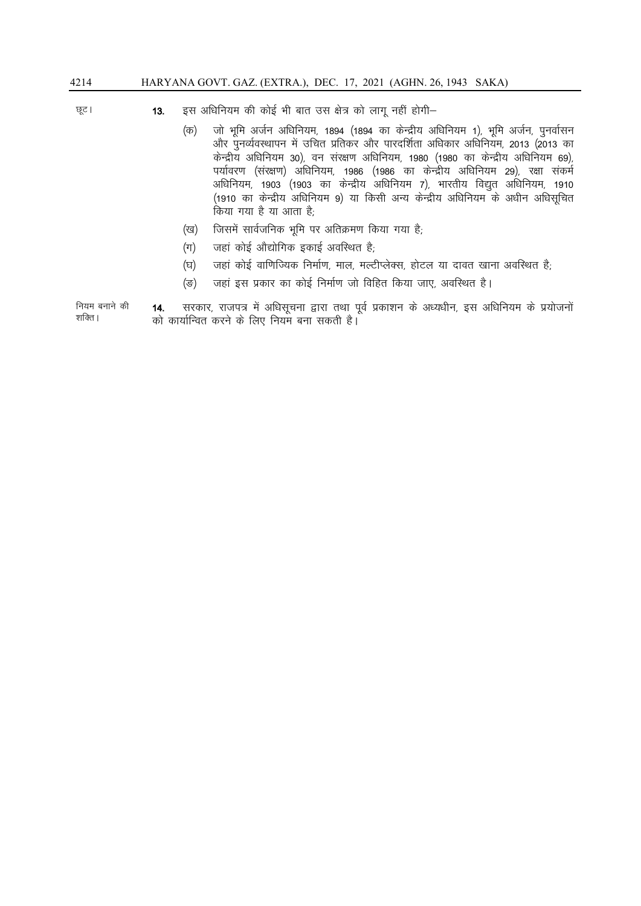छूट।

**13.** इस अधिनियम की कोई भी बात उस क्षेत्र को लागू नहीं होगी–

(क) जो भूमि अर्जन अधिनियम, 1894 (1894 का केन्द्रीय अधिनियम 1), भूमि अर्जन, पुनर्वासन और पुनर्व्यवस्थापन में उचित प्रतिकर और पारदर्शिता अधिकार अधिनियम, 2013 (2013 का केन्द्रीय अधिनियम 30), वन संरक्षण अधिनियम, 1980 (1980 का केन्द्रीय अधिनियम 69), पर्यावरण (संरक्षण) अधिनियम, 1986 (1986 का केन्द्रीय अधिनियम 29), रक्षा संकर्म अधिनियम, 1903 (1903 का केन्द्रीय अधिनियम 7), भारतीय विद्युत अधिनियम, 1910 (1910 का केन्द्रीय अधिनियम 9) या किसी अन्य केन्द्रीय अधिनियम के अधीन अधिसूचित किया गया है या आता है;

(ख) जिसमें सार्वजनिक भूमि पर अतिक्रमण किया गया है;

(ग) जहां कोई औद्योगिक इकाई अवस्थित है;

(घ) जहां कोई वाणिज्यिक निर्माण, माल, मल्टीप्लेक्स, होटल या दावत खाना अवस्थित है;

(ङ) जहां इस प्रकार का कोई निर्माण जो विहित किया जाए, अवस्थित है।

नियम बनाने की शक्ति।

**14.** सरकार, राजपत्र में अधिसूचना द्वारा तथा पूर्व प्रकाशन के अध्यधीन, इस अधिनियम के प्रयोजनों को कार्यान्वित करने के लिए नियम बना सकती है।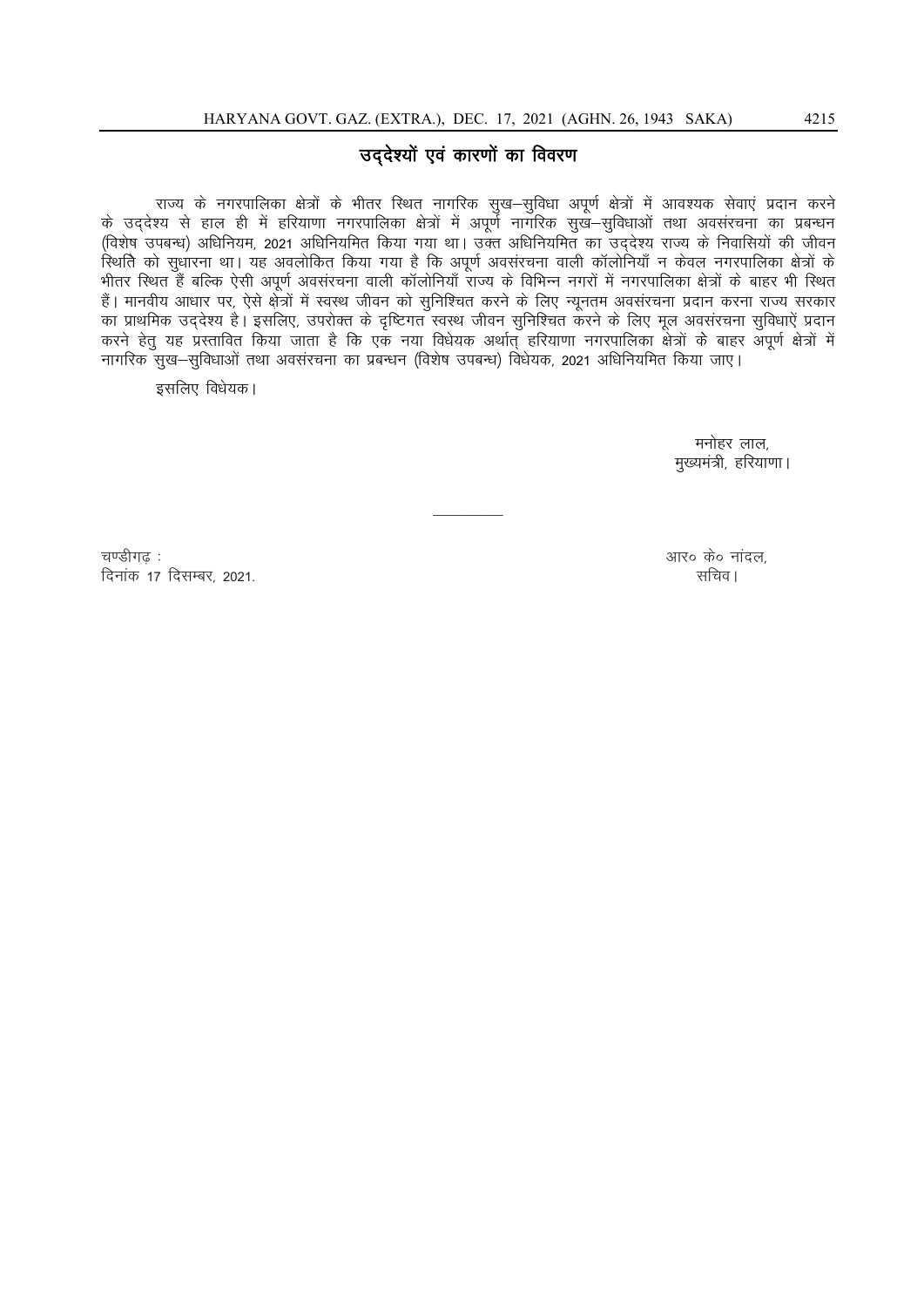## उद्देश्यों एवं कारणों का विवरण

राज्य के नगरपालिका क्षेत्रों के भीतर स्थित नागरिक सुख–सुविधा अपूर्ण क्षेत्रों में आवश्यक सेवाएं प्रदान करने के उद्देश्य से हाल ही में हरियाणा नगरपालिका क्षेत्रों में अपूर्ण नागरिक सुख–सुविधाओं तथा अवसंरचना का प्रबन्धन (विशेष उपबन्ध) अधिनियम, 2021 अधिनियमित किया गया था। उक्त अधिनियमित का उद्देश्य राज्य के निवासियों की जीवन स्थिति को सुधारना था। यह अवलोकित किया गया है कि अपूर्ण अवसंरचना वाली कॉलोनियाँ न केवल नगरपालिका क्षेत्रों के भीतर स्थित हैं बल्कि ऐसी अपूर्ण अवसंरचना वाली कॉलोनियाँ राज्य के विभिन्न नगरों में नगरपालिका क्षेत्रों के बाहर भी स्थित हैं। मानवीय आधार पर, ऐसे क्षेत्रों में स्वस्थ जीवन को सुनिश्चित करने के लिए न्यूनतम अवसंरचना प्रदान करना राज्य सरकार का प्राथमिक उद्देश्य है। इसलिए, उपरोक्त के दृष्टिगत स्वस्थ जीवन सुनिश्चित करने के लिए मूल अवसंरचना सुविधाऐं प्रदान करने हेतु यह प्रस्तावित किया जाता है कि एक नया विधेयक अर्थात् हरियाणा नगरपालिका क्षेत्रों के बाहर अपूर्ण क्षेत्रों में नागरिक सुख–सुविधाओं तथा अवसंरचना का प्रबन्धन (विशेष उपबन्ध) विधेयक, 2021 अधिनियमित किया जाए।

इसलिए विधेयक।

मनोहर लाल,
मुख्यमंत्री, हरियाणा।

---

चण्डीगढ़ :
दिनांक 17 दिसम्बर, 2021.

आर० के० नांदल,
सचिव।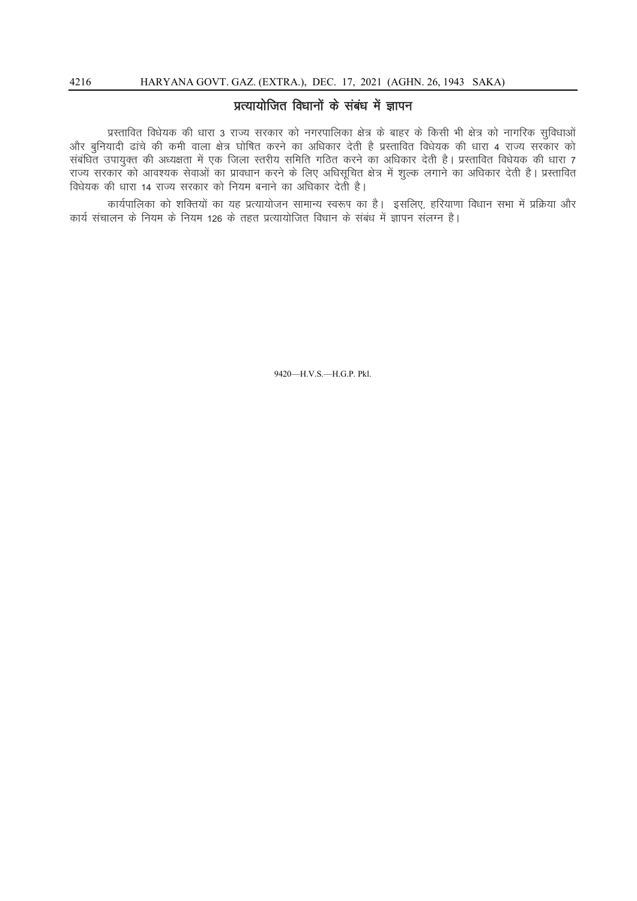## प्रत्यायोजित विधानों के संबंध में ज्ञापन

प्रस्तावित विधेयक की धारा 3 राज्य सरकार को नगरपालिका क्षेत्र के बाहर के किसी भी क्षेत्र को नागरिक सुविधाओं और बुनियादी ढांचे की कमी वाला क्षेत्र घोषित करने का अधिकार देती है प्रस्तावित विधेयक की धारा 4 राज्य सरकार को संबंधित उपायुक्त की अध्यक्षता में एक जिला स्तरीय समिति गठित करने का अधिकार देती है। प्रस्तावित विधेयक की धारा 7 राज्य सरकार को आवश्यक सेवाओं का प्रावधान करने के लिए अधिसूचित क्षेत्र में शुल्क लगाने का अधिकार देती है। प्रस्तावित विधेयक की धारा 14 राज्य सरकार को नियम बनाने का अधिकार देती है।

कार्यपालिका को शक्तियों का यह प्रत्यायोजन सामान्य स्वरूप का है। इसलिए, हरियाणा विधान सभा में प्रक्रिया और कार्य संचालन के नियम के नियम 126 के तहत प्रत्यायोजित विधान के संबंध में ज्ञापन संलग्न है।

9420—H.V.S.—H.G.P. Pkl.